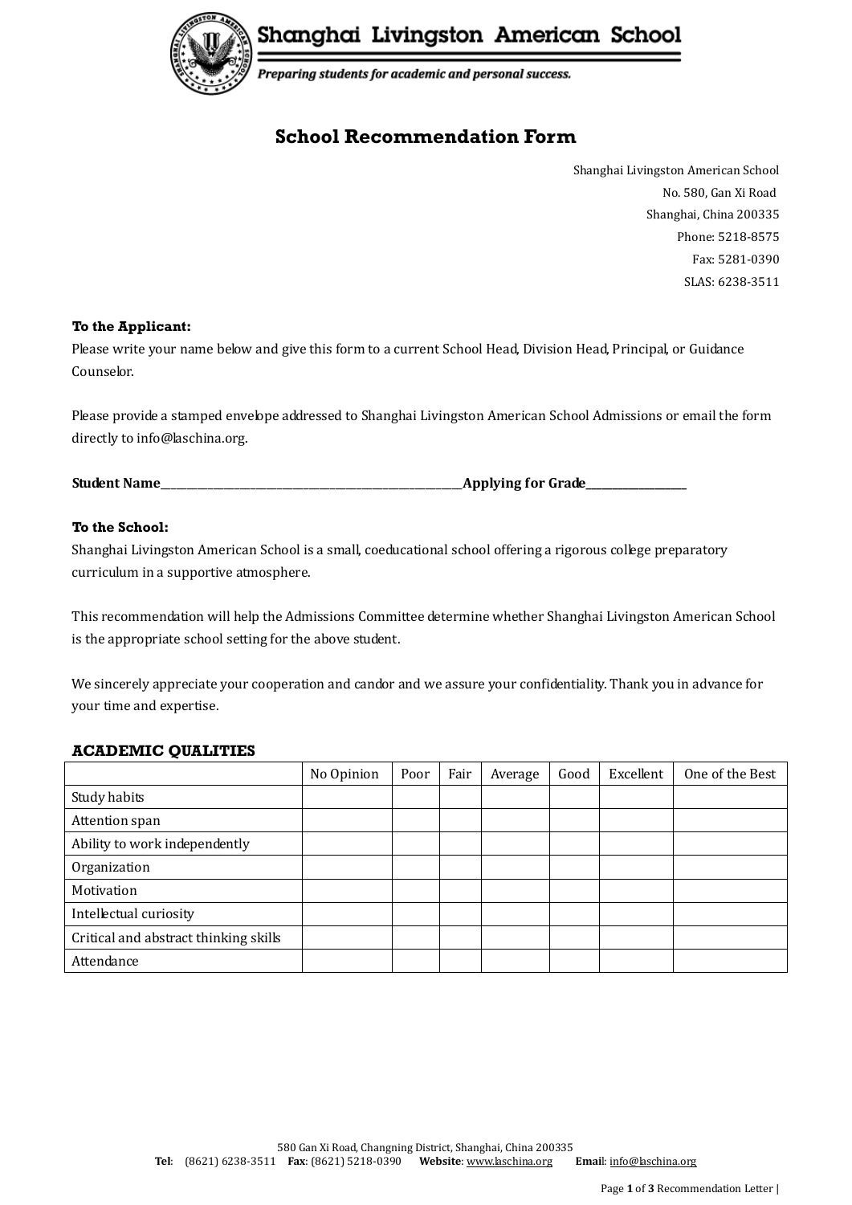# Shanghai Livingston American School

*Preparing students for academic and personal success.*

## School Recommendation Form

Shanghai Livingston American School
No. 580, Gan Xi Road
Shanghai, China 200335
Phone: 5218-8575
Fax: 5281-0390
SLAS: 6238-3511

**To the Applicant:**
Please write your name below and give this form to a current School Head, Division Head, Principal, or Guidance Counselor.

Please provide a stamped envelope addressed to Shanghai Livingston American School Admissions or email the form directly to info@laschina.org.

**Student Name**______________________________________________________**Applying for Grade**_______________

**To the School:**
Shanghai Livingston American School is a small, coeducational school offering a rigorous college preparatory curriculum in a supportive atmosphere.

This recommendation will help the Admissions Committee determine whether Shanghai Livingston American School is the appropriate school setting for the above student.

We sincerely appreciate your cooperation and candor and we assure your confidentiality. Thank you in advance for your time and expertise.

### ACADEMIC QUALITIES

| | No Opinion | Poor | Fair | Average | Good | Excellent | One of the Best |
|---|---|---|---|---|---|---|---|
| Study habits | | | | | | | |
| Attention span | | | | | | | |
| Ability to work independently | | | | | | | |
| Organization | | | | | | | |
| Motivation | | | | | | | |
| Intellectual curiosity | | | | | | | |
| Critical and abstract thinking skills | | | | | | | |
| Attendance | | | | | | | |

580 Gan Xi Road, Changning District, Shanghai, China 200335
**Tel**: (8621) 6238-3511 **Fax**: (8621) 5218-0390 **Website**: www.laschina.org **Email**: info@laschina.org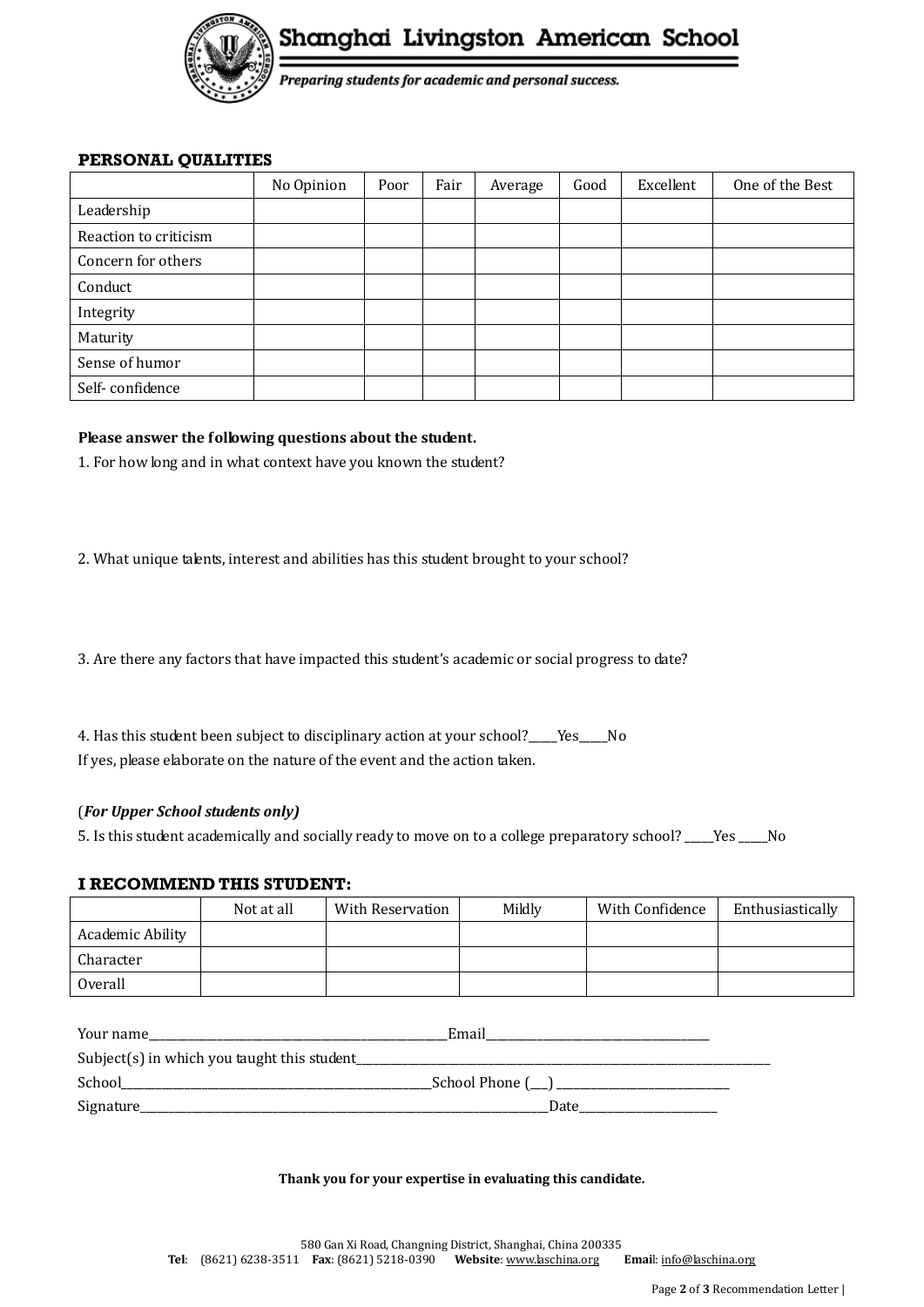**PERSONAL QUALITIES**

| | No Opinion | Poor | Fair | Average | Good | Excellent | One of the Best |
|---|---|---|---|---|---|---|---|
| Leadership | | | | | | | |
| Reaction to criticism | | | | | | | |
| Concern for others | | | | | | | |
| Conduct | | | | | | | |
| Integrity | | | | | | | |
| Maturity | | | | | | | |
| Sense of humor | | | | | | | |
| Self- confidence | | | | | | | |

**Please answer the following questions about the student.**

1. For how long and in what context have you known the student?

2. What unique talents, interest and abilities has this student brought to your school?

3. Are there any factors that have impacted this student's academic or social progress to date?

4. Has this student been subject to disciplinary action at your school?_____Yes_____No

If yes, please elaborate on the nature of the event and the action taken.

(***For Upper School students only)***

5. Is this student academically and socially ready to move on to a college preparatory school? _____Yes _____No

**I RECOMMEND THIS STUDENT:**

| | Not at all | With Reservation | Mildly | With Confidence | Enthusiastically |
|---|---|---|---|---|---|
| Academic Ability | | | | | |
| Character | | | | | |
| Overall | | | | | |

Your name_______________________________________________________Email_______________________________________

Subject(s) in which you taught this student_____________________________________________________________________________

School________________________________________________________School Phone (___) _____________________________

Signature_____________________________________________________________________________Date________________________

**Thank you for your expertise in evaluating this candidate.**

580 Gan Xi Road, Changning District, Shanghai, China 200335

**Tel**: (8621) 6238-3511 **Fax**: (8621) 5218-0390 **Website**: www.laschina.org **Email**: info@laschina.org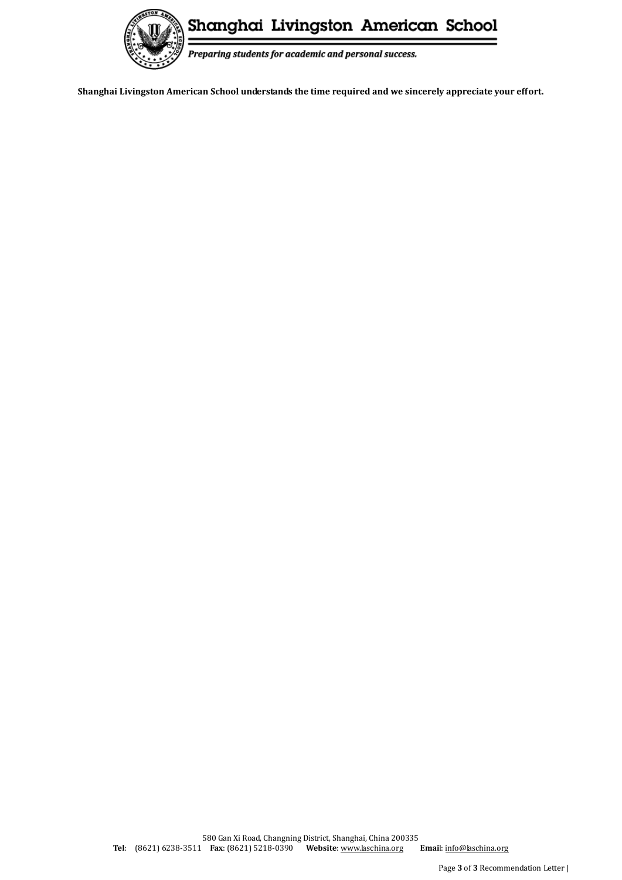**Shanghai Livingston American School understands the time required and we sincerely appreciate your effort.**